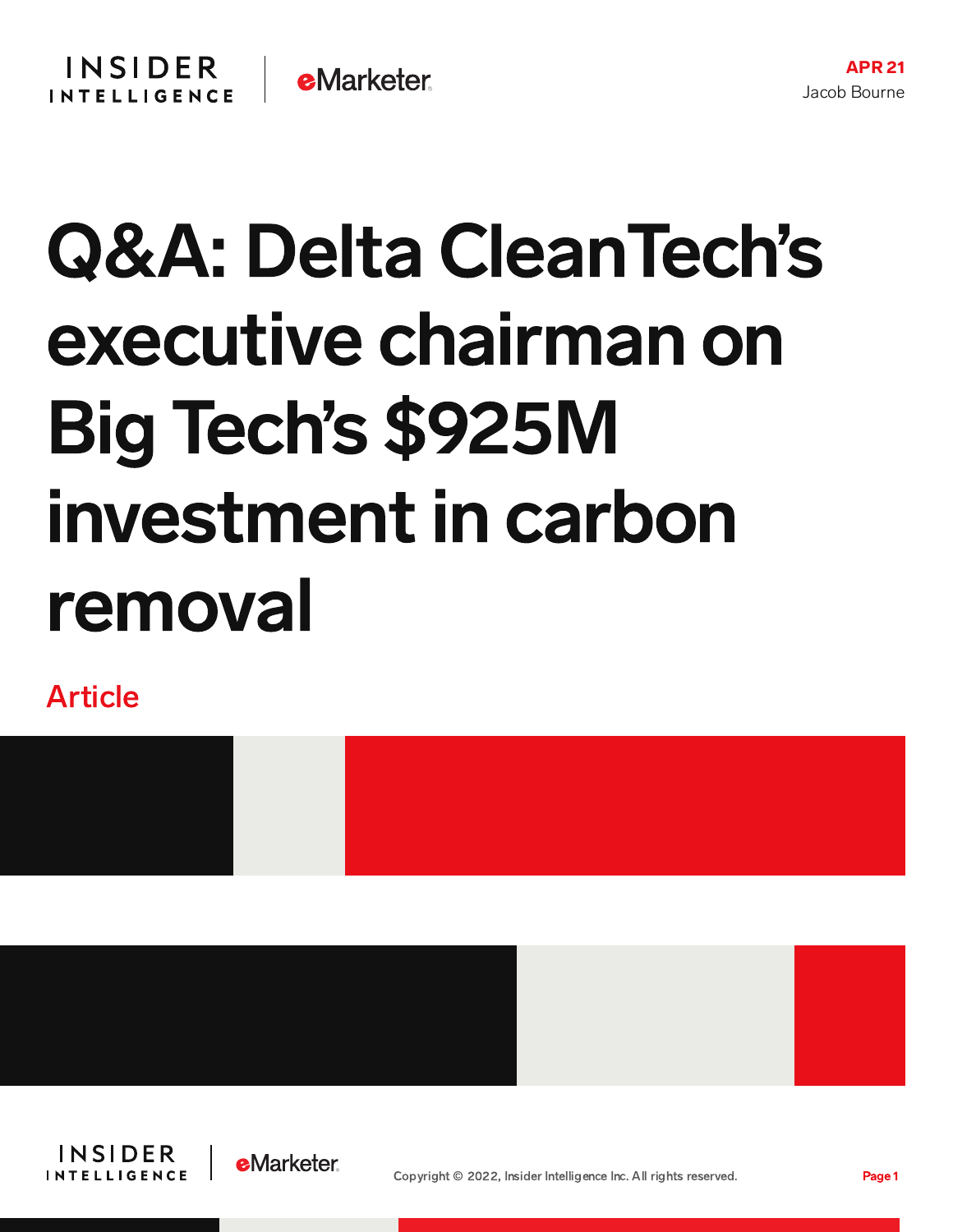APR 21
Jacob Bourne

# Q&A: Delta CleanTech's executive chairman on Big Tech's $925M investment in carbon removal

Article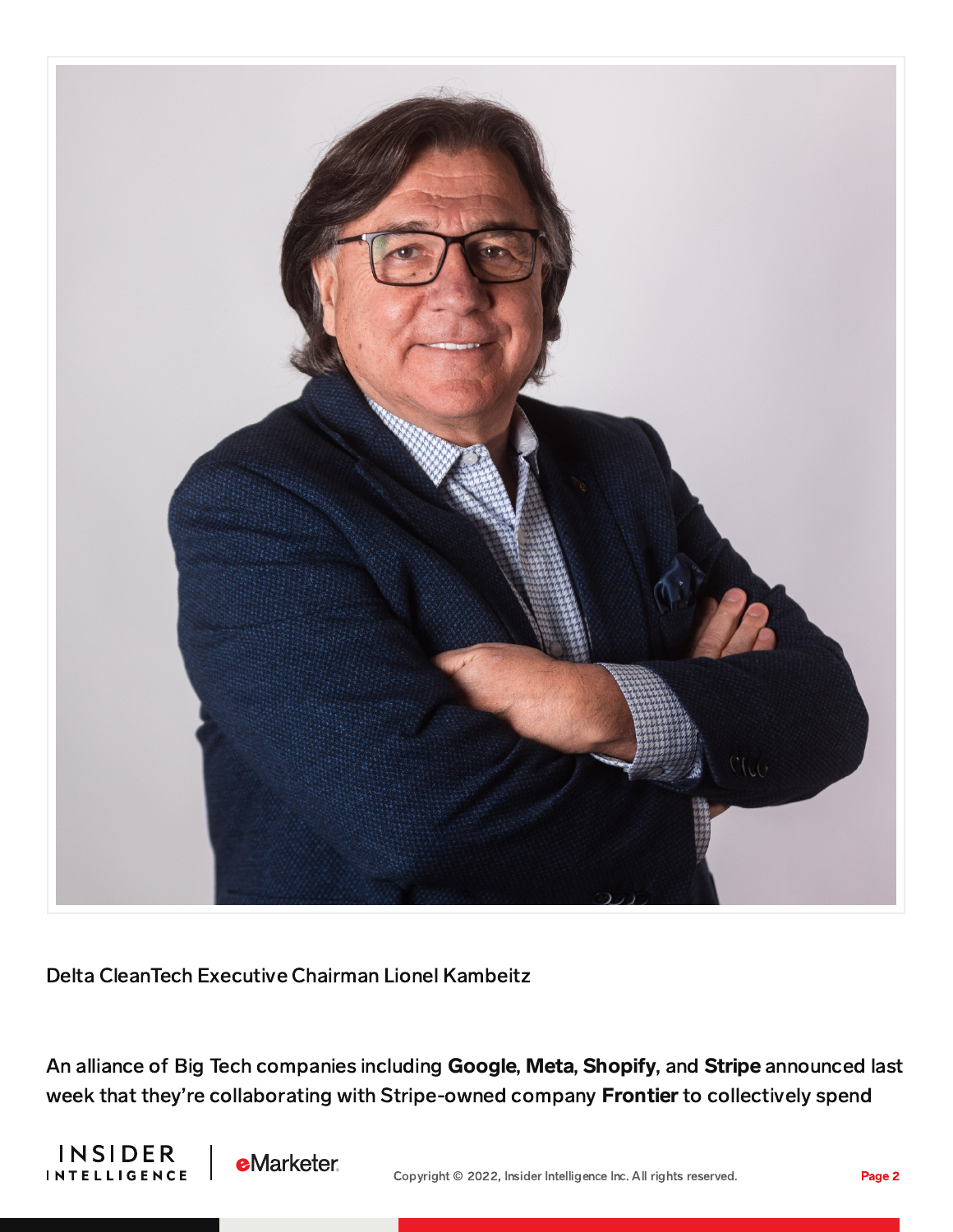Delta CleanTech Executive Chairman Lionel Kambeitz

An alliance of Big Tech companies including **Google**, **Meta**, **Shopify**, and **Stripe** announced last week that they're collaborating with Stripe-owned company **Frontier** to collectively spend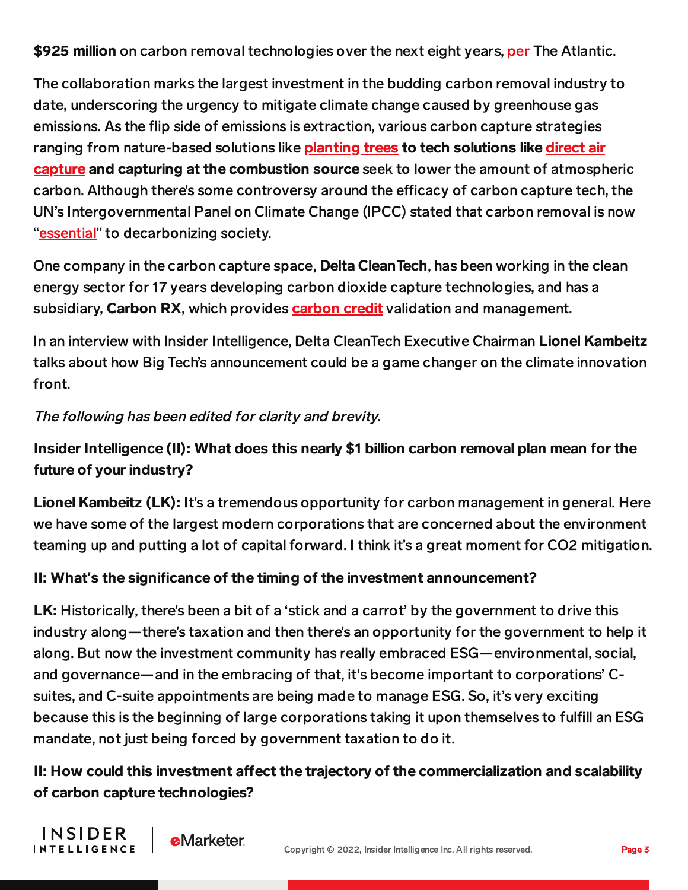**$925 million** on carbon removal technologies over the next eight years, per The Atlantic.

The collaboration marks the largest investment in the budding carbon removal industry to date, underscoring the urgency to mitigate climate change caused by greenhouse gas emissions. As the flip side of emissions is extraction, various carbon capture strategies ranging from nature-based solutions like **planting trees to tech solutions like direct air capture and capturing at the combustion source** seek to lower the amount of atmospheric carbon. Although there's some controversy around the efficacy of carbon capture tech, the UN's Intergovernmental Panel on Climate Change (IPCC) stated that carbon removal is now "essential" to decarbonizing society.

One company in the carbon capture space, **Delta CleanTech**, has been working in the clean energy sector for 17 years developing carbon dioxide capture technologies, and has a subsidiary, **Carbon RX**, which provides carbon credit validation and management.

In an interview with Insider Intelligence, Delta CleanTech Executive Chairman **Lionel Kambeitz** talks about how Big Tech's announcement could be a game changer on the climate innovation front.

*The following has been edited for clarity and brevity.*

**Insider Intelligence (II): What does this nearly $1 billion carbon removal plan mean for the future of your industry?**

**Lionel Kambeitz (LK):** It's a tremendous opportunity for carbon management in general. Here we have some of the largest modern corporations that are concerned about the environment teaming up and putting a lot of capital forward. I think it's a great moment for CO2 mitigation.

**II: What's the significance of the timing of the investment announcement?**

**LK:** Historically, there's been a bit of a 'stick and a carrot' by the government to drive this industry along—there's taxation and then there's an opportunity for the government to help it along. But now the investment community has really embraced ESG—environmental, social, and governance—and in the embracing of that, it's become important to corporations' C-suites, and C-suite appointments are being made to manage ESG. So, it's very exciting because this is the beginning of large corporations taking it upon themselves to fulfill an ESG mandate, not just being forced by government taxation to do it.

**II: How could this investment affect the trajectory of the commercialization and scalability of carbon capture technologies?**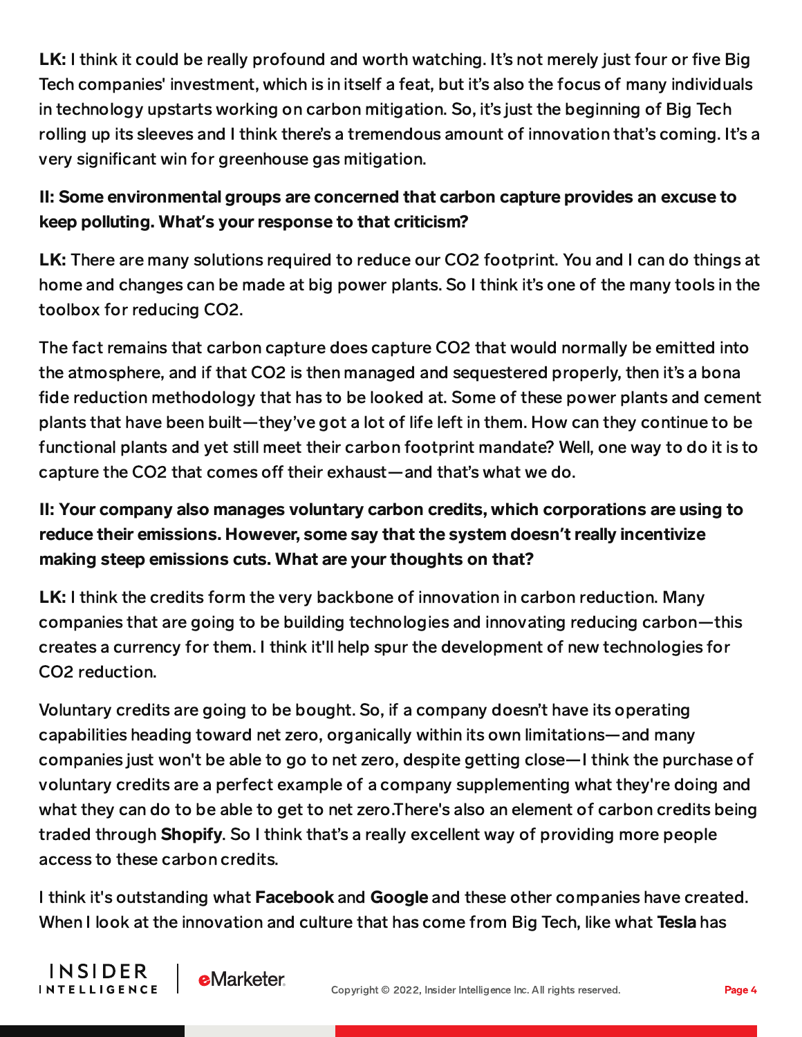**LK:** I think it could be really profound and worth watching. It's not merely just four or five Big Tech companies' investment, which is in itself a feat, but it's also the focus of many individuals in technology upstarts working on carbon mitigation. So, it's just the beginning of Big Tech rolling up its sleeves and I think there's a tremendous amount of innovation that's coming. It's a very significant win for greenhouse gas mitigation.

**II: Some environmental groups are concerned that carbon capture provides an excuse to keep polluting. What's your response to that criticism?**

**LK:** There are many solutions required to reduce our $CO_2$ footprint. You and I can do things at home and changes can be made at big power plants. So I think it's one of the many tools in the toolbox for reducing $CO_2$.

The fact remains that carbon capture does capture $CO_2$ that would normally be emitted into the atmosphere, and if that $CO_2$ is then managed and sequestered properly, then it's a bona fide reduction methodology that has to be looked at. Some of these power plants and cement plants that have been built—they've got a lot of life left in them. How can they continue to be functional plants and yet still meet their carbon footprint mandate? Well, one way to do it is to capture the $CO_2$ that comes off their exhaust—and that's what we do.

**II: Your company also manages voluntary carbon credits, which corporations are using to reduce their emissions. However, some say that the system doesn't really incentivize making steep emissions cuts. What are your thoughts on that?**

**LK:** I think the credits form the very backbone of innovation in carbon reduction. Many companies that are going to be building technologies and innovating reducing carbon—this creates a currency for them. I think it'll help spur the development of new technologies for $CO_2$ reduction.

Voluntary credits are going to be bought. So, if a company doesn't have its operating capabilities heading toward net zero, organically within its own limitations—and many companies just won't be able to go to net zero, despite getting close—I think the purchase of voluntary credits are a perfect example of a company supplementing what they're doing and what they can do to be able to get to net zero.There's also an element of carbon credits being traded through **Shopify**. So I think that's a really excellent way of providing more people access to these carbon credits.

I think it's outstanding what **Facebook** and **Google** and these other companies have created. When I look at the innovation and culture that has come from Big Tech, like what **Tesla** has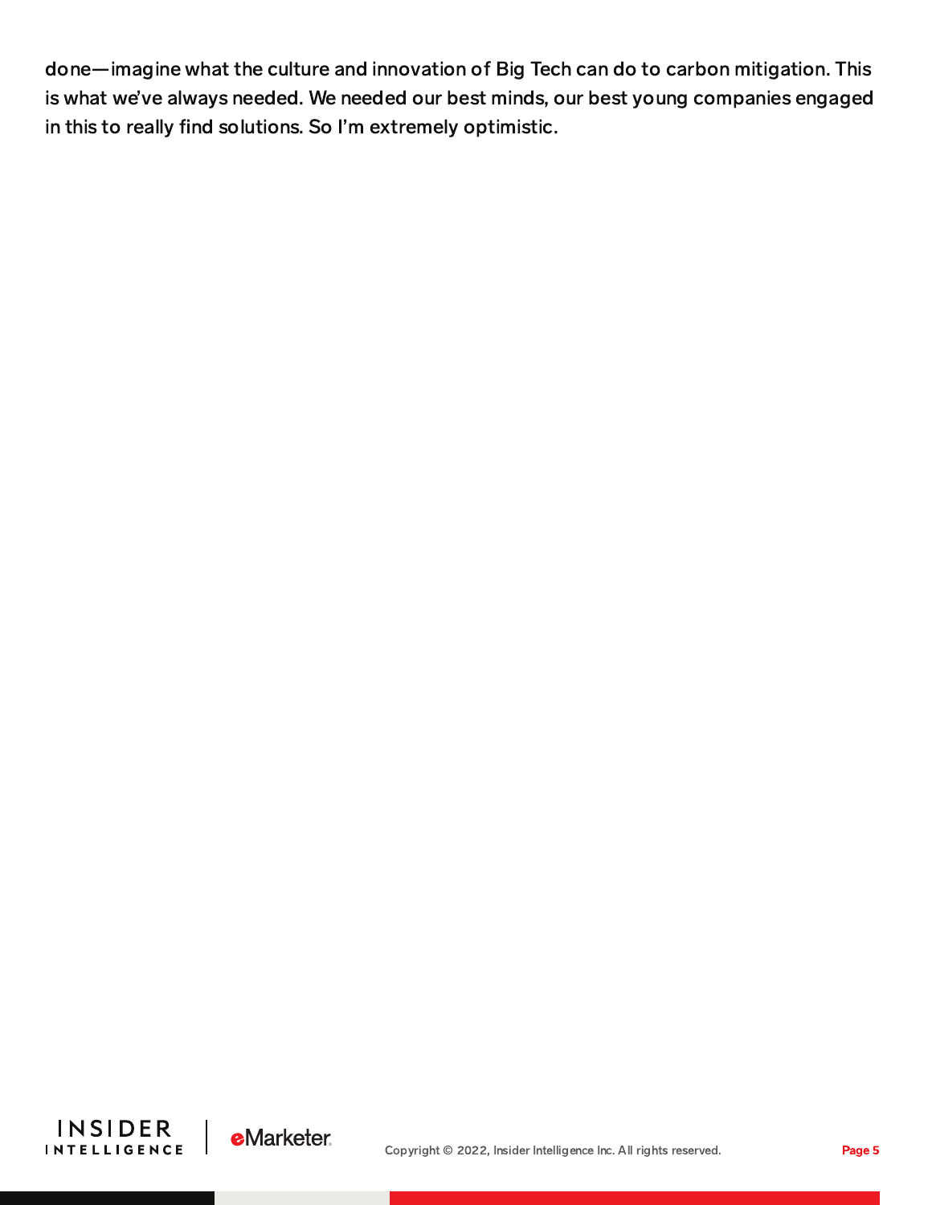done—imagine what the culture and innovation of Big Tech can do to carbon mitigation. This is what we've always needed. We needed our best minds, our best young companies engaged in this to really find solutions. So I'm extremely optimistic.